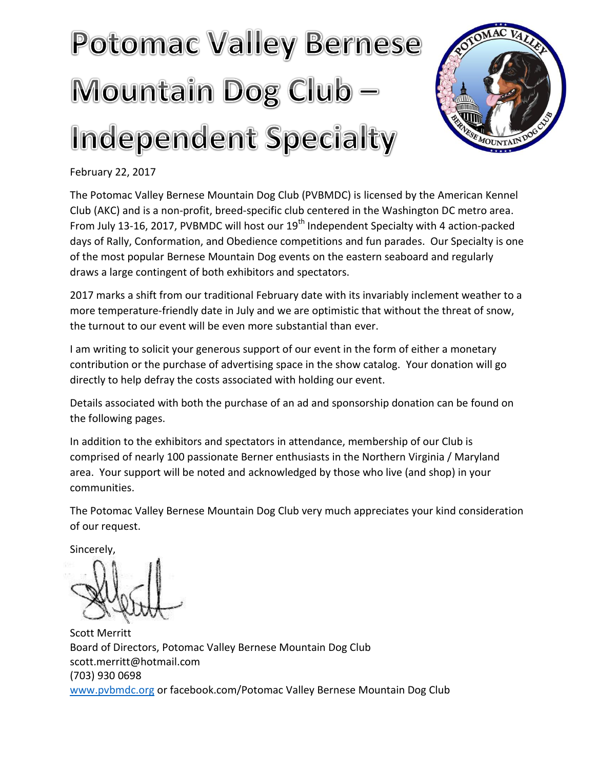# Potomac Valley Bernese Mountain Dog Club – Independent Specialty

February 22, 2017

The Potomac Valley Bernese Mountain Dog Club (PVBMDC) is licensed by the American Kennel Club (AKC) and is a non-profit, breed-specific club centered in the Washington DC metro area. From July 13-16, 2017, PVBMDC will host our 19th Independent Specialty with 4 action-packed days of Rally, Conformation, and Obedience competitions and fun parades. Our Specialty is one of the most popular Bernese Mountain Dog events on the eastern seaboard and regularly draws a large contingent of both exhibitors and spectators.

2017 marks a shift from our traditional February date with its invariably inclement weather to a more temperature-friendly date in July and we are optimistic that without the threat of snow, the turnout to our event will be even more substantial than ever.

I am writing to solicit your generous support of our event in the form of either a monetary contribution or the purchase of advertising space in the show catalog. Your donation will go directly to help defray the costs associated with holding our event.

Details associated with both the purchase of an ad and sponsorship donation can be found on the following pages.

In addition to the exhibitors and spectators in attendance, membership of our Club is comprised of nearly 100 passionate Berner enthusiasts in the Northern Virginia / Maryland area. Your support will be noted and acknowledged by those who live (and shop) in your communities.

The Potomac Valley Bernese Mountain Dog Club very much appreciates your kind consideration of our request.

Sincerely,

Scott Merritt
Board of Directors, Potomac Valley Bernese Mountain Dog Club
scott.merritt@hotmail.com
(703) 930 0698
www.pvbmdc.org or facebook.com/Potomac Valley Bernese Mountain Dog Club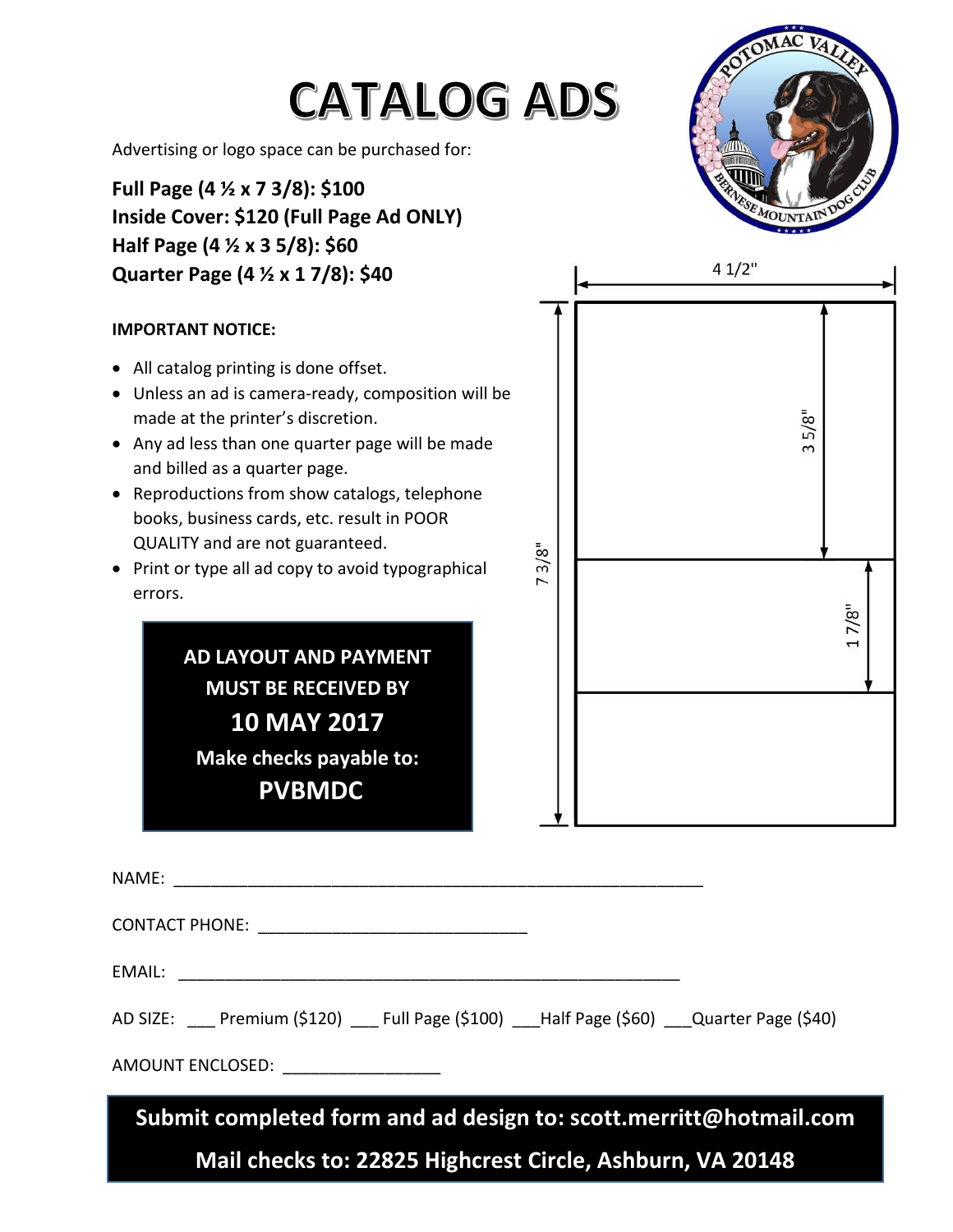# CATALOG ADS

Advertising or logo space can be purchased for:

**Full Page (4 ½ x 7 3/8): $100**
**Inside Cover: $120 (Full Page Ad ONLY)**
**Half Page (4 ½ x 3 5/8): $60**
**Quarter Page (4 ½ x 1 7/8): $40**

**IMPORTANT NOTICE:**

- All catalog printing is done offset.
- Unless an ad is camera-ready, composition will be made at the printer's discretion.
- Any ad less than one quarter page will be made and billed as a quarter page.
- Reproductions from show catalogs, telephone books, business cards, etc. result in POOR QUALITY and are not guaranteed.
- Print or type all ad copy to avoid typographical errors.

**AD LAYOUT AND PAYMENT MUST BE RECEIVED BY**

**10 MAY 2017**

**Make checks payable to:**

**PVBMDC**

4 1/2"

7 3/8"

3 5/8"

1 7/8"

NAME: ____________________________________________________________

CONTACT PHONE: ______________________________

EMAIL: _________________________________________________________

AD SIZE: ___ Premium ($120) ___ Full Page ($100) ___Half Page ($60) ___Quarter Page ($40)

AMOUNT ENCLOSED: __________________

**Submit completed form and ad design to: scott.merritt@hotmail.com**

**Mail checks to: 22825 Highcrest Circle, Ashburn, VA 20148**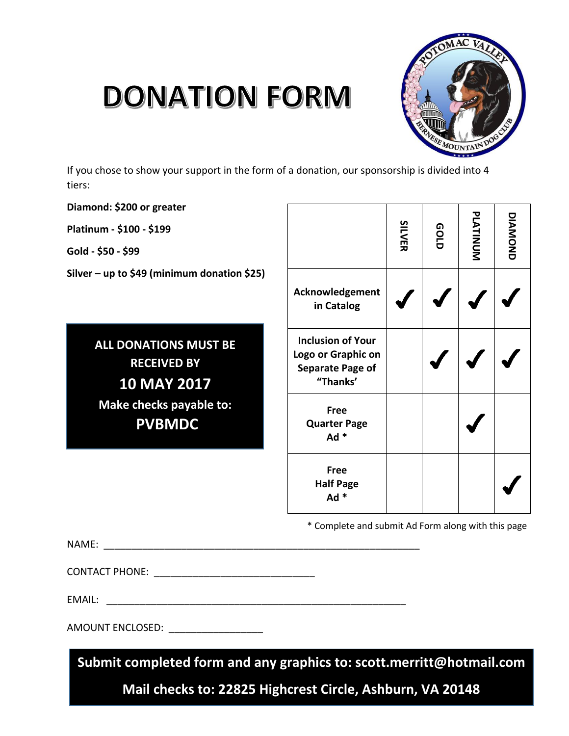# DONATION FORM

If you chose to show your support in the form of a donation, our sponsorship is divided into 4 tiers:

**Diamond: $200 or greater**

**Platinum - $100 - $199**

**Gold - $50 - $99**

**Silver – up to $49 (minimum donation $25)**

**ALL DONATIONS MUST BE RECEIVED BY**

**10 MAY 2017**

**Make checks payable to:**

**PVBMDC**

| | SILVER | GOLD | PLATINUM | DIAMOND |
|---|---|---|---|---|
| **Acknowledgement in Catalog** | ✓ | ✓ | ✓ | ✓ |
| **Inclusion of Your Logo or Graphic on Separate Page of "Thanks'** | | ✓ | ✓ | ✓ |
| **Free Quarter Page Ad *** | | | ✓ | |
| **Free Half Page Ad *** | | | | ✓ |

* Complete and submit Ad Form along with this page

NAME: ___________________________________________________________

CONTACT PHONE: ______________________________

EMAIL: ________________________________________________________

AMOUNT ENCLOSED: _________________

**Submit completed form and any graphics to: scott.merritt@hotmail.com**

**Mail checks to: 22825 Highcrest Circle, Ashburn, VA 20148**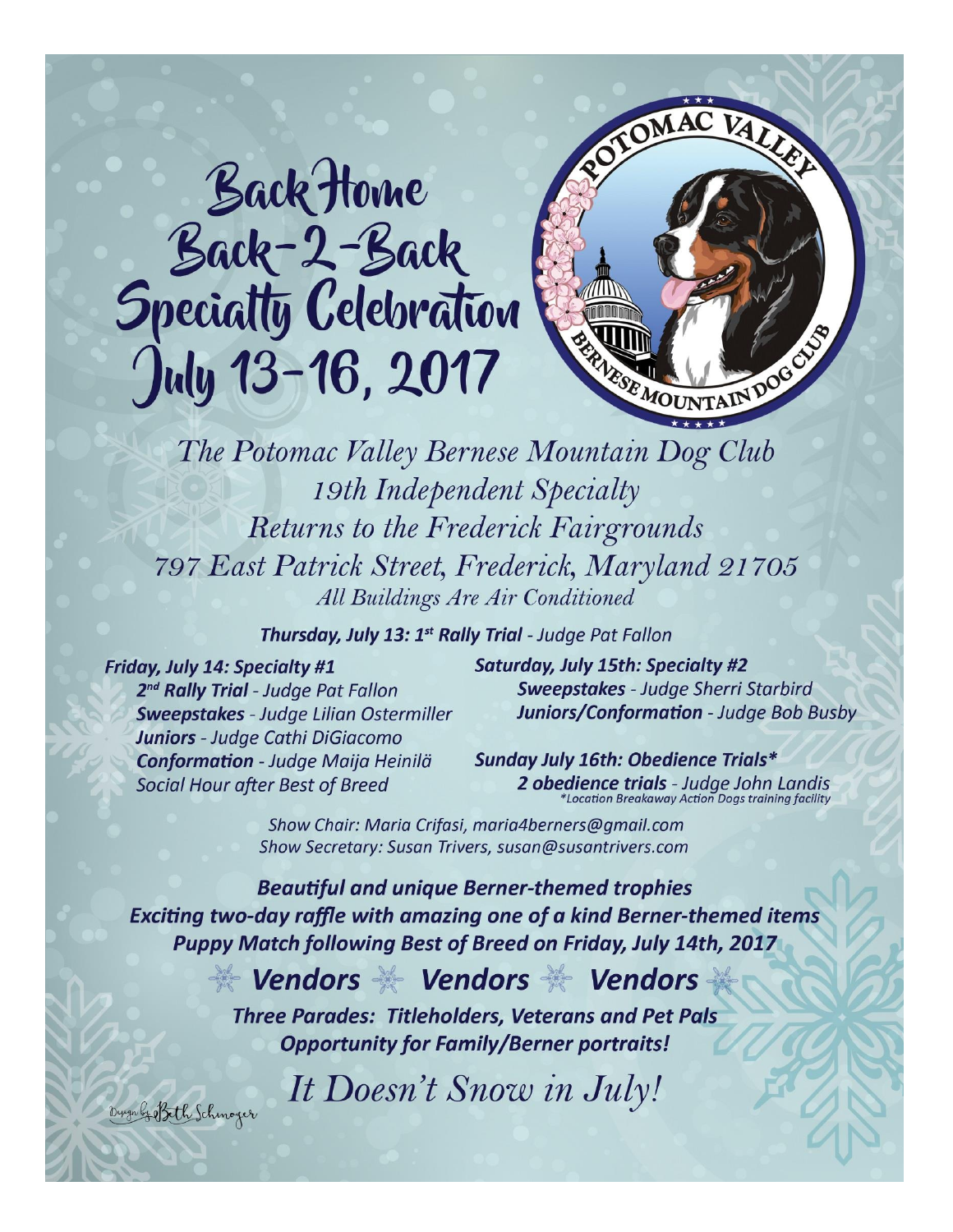# Back Home Back-2-Back Specialty Celebration July 13-16, 2017

POTOMAC VALLEY BERNESE MOUNTAIN DOG CLUB

*The Potomac Valley Bernese Mountain Dog Club*
*19th Independent Specialty*
*Returns to the Frederick Fairgrounds*
*797 East Patrick Street, Frederick, Maryland 21705*
*All Buildings Are Air Conditioned*

***Thursday, July 13: 1st Rally Trial*** *- Judge Pat Fallon*

***Friday, July 14: Specialty #1***
- ***2nd Rally Trial*** *- Judge Pat Fallon*
- ***Sweepstakes*** *- Judge Lilian Ostermiller*
- ***Juniors*** *- Judge Cathi DiGiacomo*
- ***Conformation*** *- Judge Maija Heinilä*
- *Social Hour after Best of Breed*

***Saturday, July 15th: Specialty #2***
- ***Sweepstakes*** *- Judge Sherri Starbird*
- ***Juniors/Conformation*** *- Judge Bob Busby*

***Sunday July 16th: Obedience Trials****
- ***2 obedience trials*** *- Judge John Landis*
  *\*Location Breakaway Action Dogs training facility*

*Show Chair: Maria Crifasi, maria4berners@gmail.com*
*Show Secretary: Susan Trivers, susan@susantrivers.com*

***Beautiful and unique Berner-themed trophies***
***Exciting two-day raffle with amazing one of a kind Berner-themed items***
***Puppy Match following Best of Breed on Friday, July 14th, 2017***

***Vendors Vendors Vendors***

***Three Parades: Titleholders, Veterans and Pet Pals***
***Opportunity for Family/Berner portraits!***

*It Doesn't Snow in July!*

Design by Beth Schmoyer